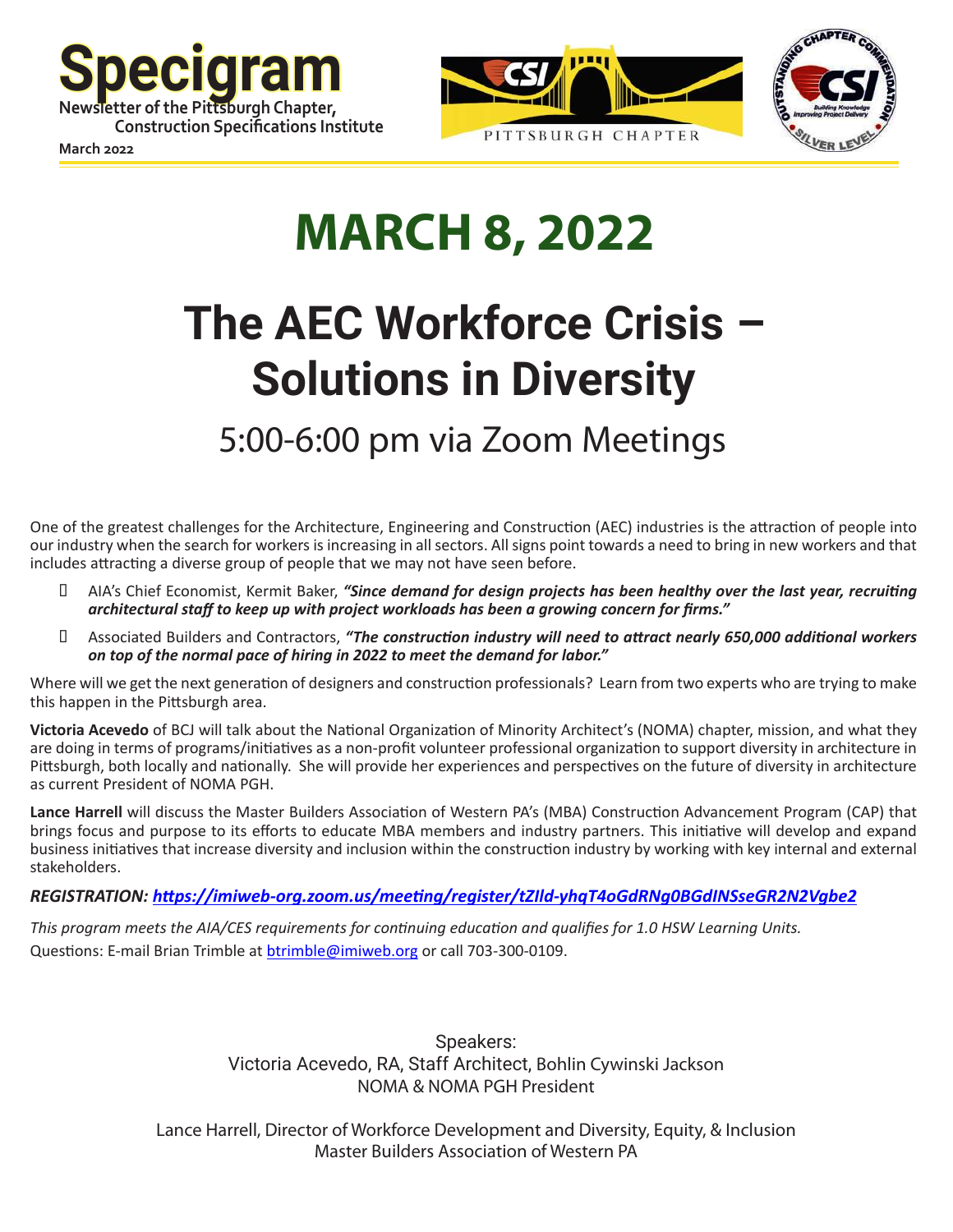# Specigram

**Newsletter of the Pittsburgh Chapter, Construction Specifications Institute**

**March 2022**

# MARCH 8, 2022

# The AEC Workforce Crisis – Solutions in Diversity

## 5:00-6:00 pm via Zoom Meetings

One of the greatest challenges for the Architecture, Engineering and Construction (AEC) industries is the attraction of people into our industry when the search for workers is increasing in all sectors. All signs point towards a need to bring in new workers and that includes attracting a diverse group of people that we may not have seen before.

- AIA's Chief Economist, Kermit Baker, ***"Since demand for design projects has been healthy over the last year, recruiting architectural staff to keep up with project workloads has been a growing concern for firms."***
- Associated Builders and Contractors, ***"The construction industry will need to attract nearly 650,000 additional workers on top of the normal pace of hiring in 2022 to meet the demand for labor."***

Where will we get the next generation of designers and construction professionals? Learn from two experts who are trying to make this happen in the Pittsburgh area.

**Victoria Acevedo** of BCJ will talk about the National Organization of Minority Architect's (NOMA) chapter, mission, and what they are doing in terms of programs/initiatives as a non-profit volunteer professional organization to support diversity in architecture in Pittsburgh, both locally and nationally. She will provide her experiences and perspectives on the future of diversity in architecture as current President of NOMA PGH.

**Lance Harrell** will discuss the Master Builders Association of Western PA's (MBA) Construction Advancement Program (CAP) that brings focus and purpose to its efforts to educate MBA members and industry partners. This initiative will develop and expand business initiatives that increase diversity and inclusion within the construction industry by working with key internal and external stakeholders.

***REGISTRATION: https://imiweb-org.zoom.us/meeting/register/tZIld-yhqT4oGdRNg0BGdINSseGR2N2Vgbe2***

*This program meets the AIA/CES requirements for continuing education and qualifies for 1.0 HSW Learning Units.*

Questions: E-mail Brian Trimble at btrimble@imiweb.org or call 703-300-0109.

Speakers:
Victoria Acevedo, RA, Staff Architect, Bohlin Cywinski Jackson
NOMA & NOMA PGH President

Lance Harrell, Director of Workforce Development and Diversity, Equity, & Inclusion
Master Builders Association of Western PA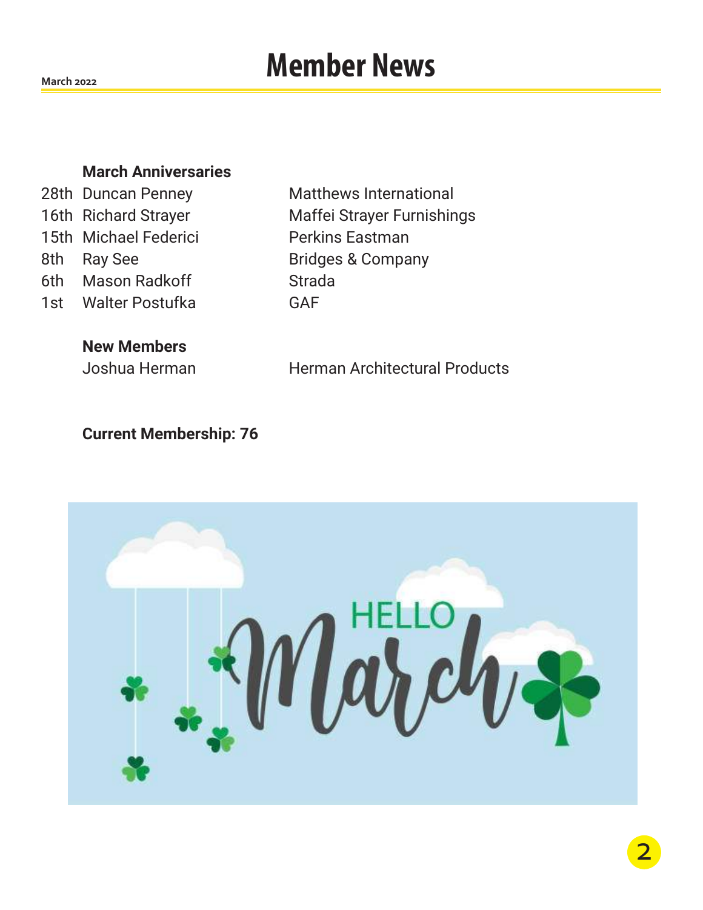# Member News

March 2022

**March Anniversaries**

| | | |
|---|---|---|
| 28th | Duncan Penney | Matthews International |
| 16th | Richard Strayer | Maffei Strayer Furnishings |
| 15th | Michael Federici | Perkins Eastman |
| 8th | Ray See | Bridges & Company |
| 6th | Mason Radkoff | Strada |
| 1st | Walter Postufka | GAF |

**New Members**

Joshua Herman — Herman Architectural Products

**Current Membership: 76**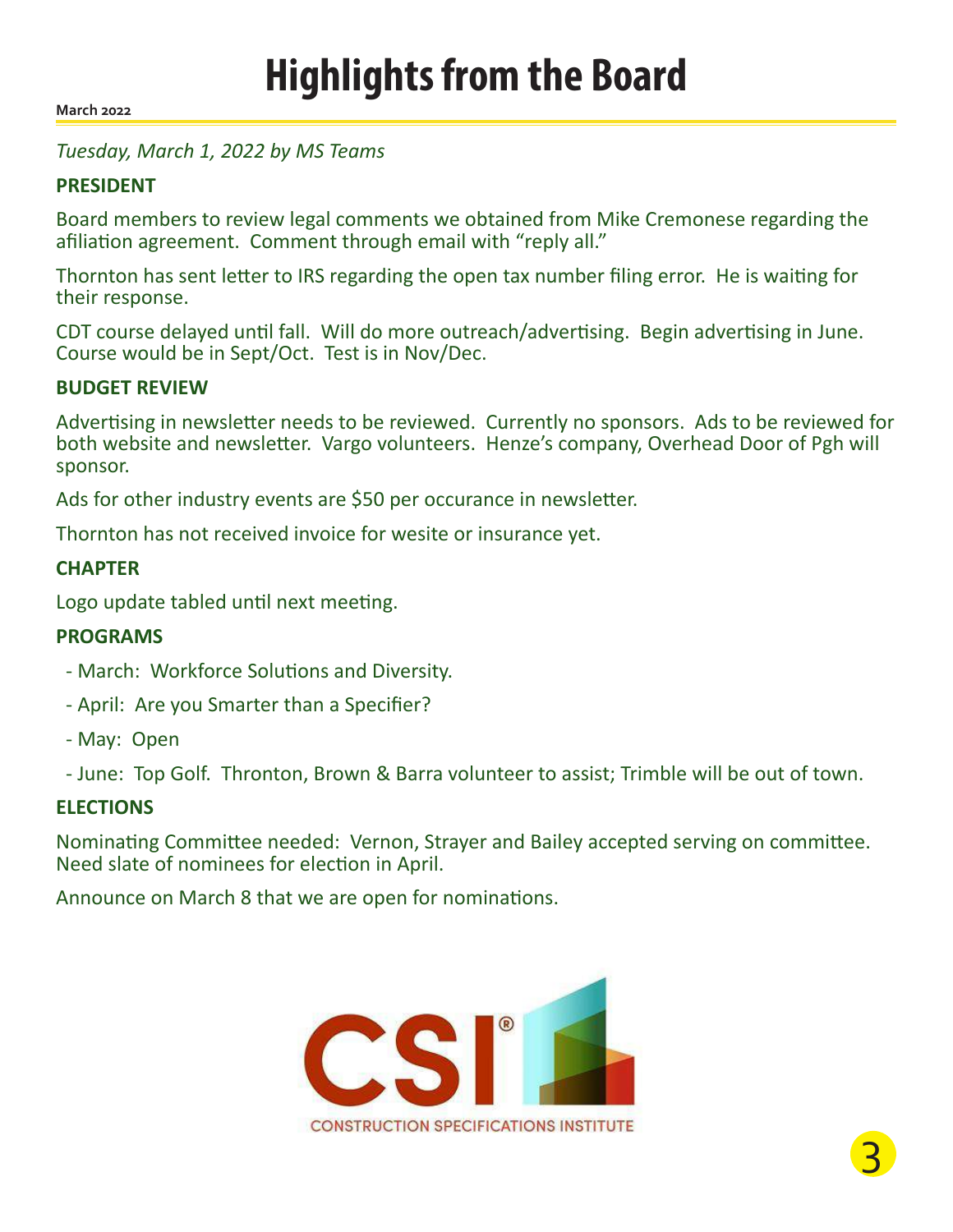# Highlights from the Board

March 2022

*Tuesday, March 1, 2022 by MS Teams*

**PRESIDENT**

Board members to review legal comments we obtained from Mike Cremonese regarding the afiliation agreement. Comment through email with "reply all."

Thornton has sent letter to IRS regarding the open tax number filing error. He is waiting for their response.

CDT course delayed until fall. Will do more outreach/advertising. Begin advertising in June. Course would be in Sept/Oct. Test is in Nov/Dec.

**BUDGET REVIEW**

Advertising in newsletter needs to be reviewed. Currently no sponsors. Ads to be reviewed for both website and newsletter. Vargo volunteers. Henze's company, Overhead Door of Pgh will sponsor.

Ads for other industry events are $50 per occurance in newsletter.

Thornton has not received invoice for wesite or insurance yet.

**CHAPTER**

Logo update tabled until next meeting.

**PROGRAMS**

- March: Workforce Solutions and Diversity.
- April: Are you Smarter than a Specifier?
- May: Open
- June: Top Golf. Thronton, Brown & Barra volunteer to assist; Trimble will be out of town.

**ELECTIONS**

Nominating Committee needed: Vernon, Strayer and Bailey accepted serving on committee. Need slate of nominees for election in April.

Announce on March 8 that we are open for nominations.

CSI®
CONSTRUCTION SPECIFICATIONS INSTITUTE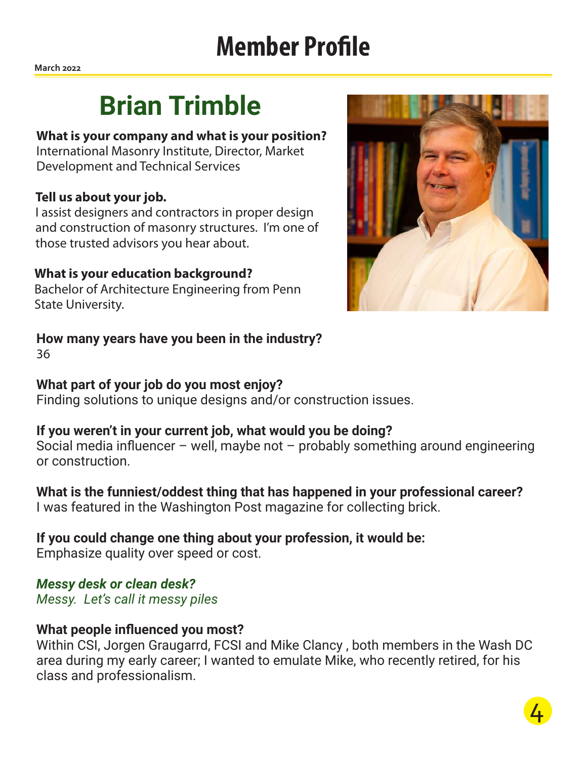# Member Profile

March 2022

## Brian Trimble

**What is your company and what is your position?**
International Masonry Institute, Director, Market Development and Technical Services

**Tell us about your job.**
I assist designers and contractors in proper design and construction of masonry structures. I'm one of those trusted advisors you hear about.

**What is your education background?**
Bachelor of Architecture Engineering from Penn State University.

**How many years have you been in the industry?**
36

**What part of your job do you most enjoy?**
Finding solutions to unique designs and/or construction issues.

**If you weren't in your current job, what would you be doing?**
Social media influencer – well, maybe not – probably something around engineering or construction.

**What is the funniest/oddest thing that has happened in your professional career?**
I was featured in the Washington Post magazine for collecting brick.

**If you could change one thing about your profession, it would be:**
Emphasize quality over speed or cost.

***Messy desk or clean desk?***
*Messy. Let's call it messy piles*

**What people influenced you most?**
Within CSI, Jorgen Graugarrd, FCSI and Mike Clancy , both members in the Wash DC area during my early career; I wanted to emulate Mike, who recently retired, for his class and professionalism.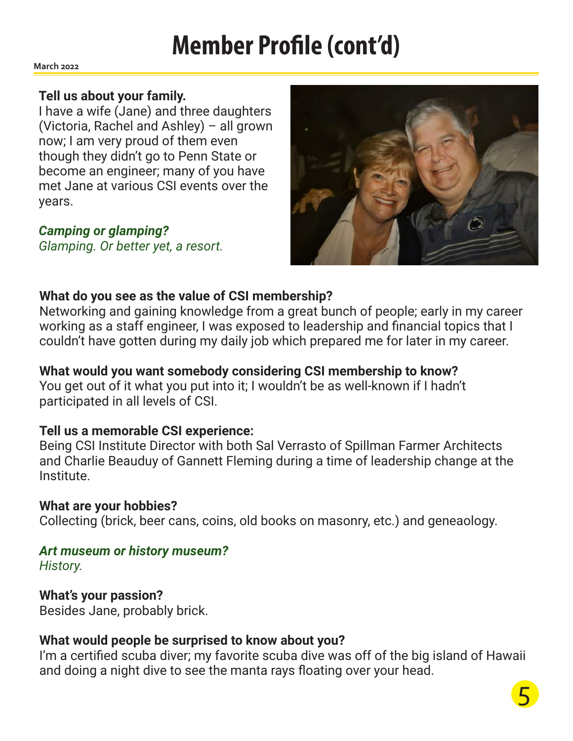# Member Profile (cont'd)

March 2022

**Tell us about your family.**
I have a wife (Jane) and three daughters (Victoria, Rachel and Ashley) – all grown now; I am very proud of them even though they didn't go to Penn State or become an engineer; many of you have met Jane at various CSI events over the years.

***Camping or glamping?***
*Glamping. Or better yet, a resort.*

**What do you see as the value of CSI membership?**
Networking and gaining knowledge from a great bunch of people; early in my career working as a staff engineer, I was exposed to leadership and financial topics that I couldn't have gotten during my daily job which prepared me for later in my career.

**What would you want somebody considering CSI membership to know?**
You get out of it what you put into it; I wouldn't be as well-known if I hadn't participated in all levels of CSI.

**Tell us a memorable CSI experience:**
Being CSI Institute Director with both Sal Verrasto of Spillman Farmer Architects and Charlie Beauduy of Gannett Fleming during a time of leadership change at the Institute.

**What are your hobbies?**
Collecting (brick, beer cans, coins, old books on masonry, etc.) and geneaology.

***Art museum or history museum?***
*History.*

**What's your passion?**
Besides Jane, probably brick.

**What would people be surprised to know about you?**
I'm a certified scuba diver; my favorite scuba dive was off of the big island of Hawaii and doing a night dive to see the manta rays floating over your head.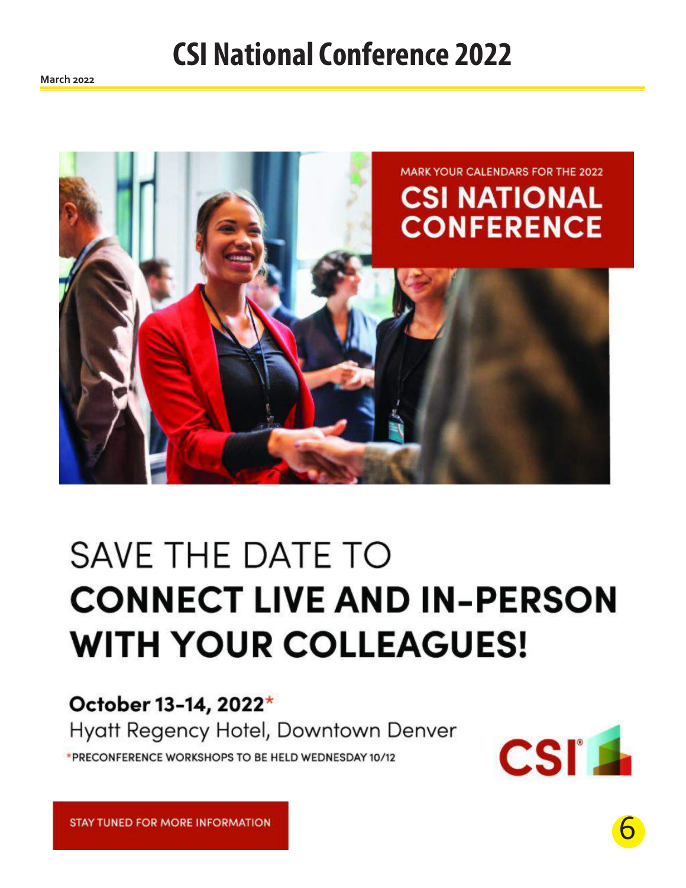# CSI National Conference 2022

March 2022

MARK YOUR CALENDARS FOR THE 2022

**CSI NATIONAL CONFERENCE**

SAVE THE DATE TO

**CONNECT LIVE AND IN-PERSON WITH YOUR COLLEAGUES!**

**October 13-14, 2022***

Hyatt Regency Hotel, Downtown Denver

*PRECONFERENCE WORKSHOPS TO BE HELD WEDNESDAY 10/12

CSI

STAY TUNED FOR MORE INFORMATION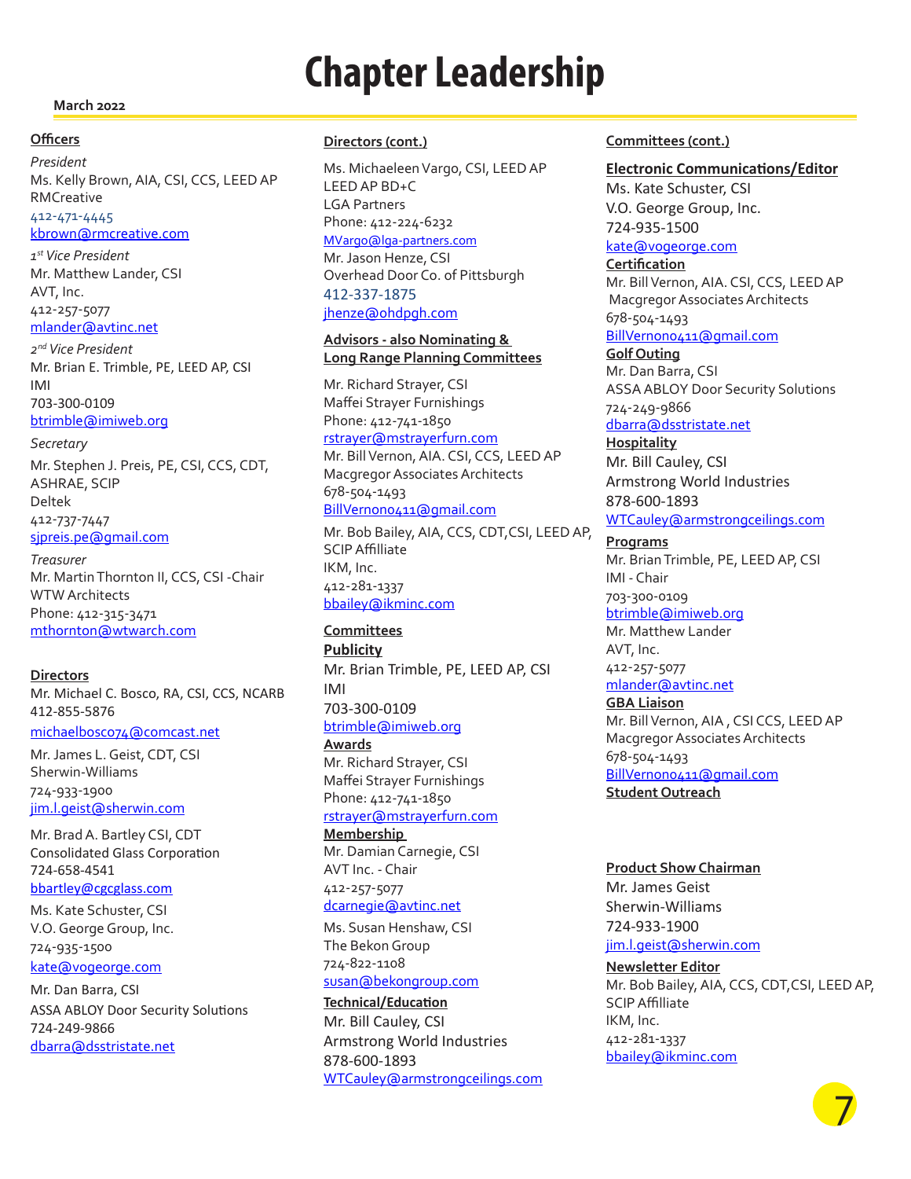# Chapter Leadership

**March 2022**

## Officers

*President*
Ms. Kelly Brown, AIA, CSI, CCS, LEED AP
RMCreative
412-471-4445
kbrown@rmcreative.com

*1st Vice President*
Mr. Matthew Lander, CSI
AVT, Inc.
412-257-5077
mlander@avtinc.net

*2nd Vice President*
Mr. Brian E. Trimble, PE, LEED AP, CSI
IMI
703-300-0109
btrimble@imiweb.org

*Secretary*
Mr. Stephen J. Preis, PE, CSI, CCS, CDT, ASHRAE, SCIP
Deltek
412-737-7447
sjpreis.pe@gmail.com

*Treasurer*
Mr. Martin Thornton II, CCS, CSI -Chair
WTW Architects
Phone: 412-315-3471
mthornton@wtwarch.com

## Directors

Mr. Michael C. Bosco, RA, CSI, CCS, NCARB
412-855-5876
michaelbosco74@comcast.net

Mr. James L. Geist, CDT, CSI
Sherwin-Williams
724-933-1900
jim.l.geist@sherwin.com

Mr. Brad A. Bartley CSI, CDT
Consolidated Glass Corporation
724-658-4541
bbartley@cgcglass.com

Ms. Kate Schuster, CSI
V.O. George Group, Inc.
724-935-1500
kate@vogeorge.com

Mr. Dan Barra, CSI
ASSA ABLOY Door Security Solutions
724-249-9866
dbarra@dsstristate.net

## Directors (cont.)

Ms. Michaeleen Vargo, CSI, LEED AP
LEED AP BD+C
LGA Partners
Phone: 412-224-6232
MVargo@lga-partners.com

Mr. Jason Henze, CSI
Overhead Door Co. of Pittsburgh
412-337-1875
jhenze@ohdpgh.com

## Advisors - also Nominating & Long Range Planning Committees

Mr. Richard Strayer, CSI
Maffei Strayer Furnishings
Phone: 412-741-1850
rstrayer@mstrayerfurn.com

Mr. Bill Vernon, AIA. CSI, CCS, LEED AP
Macgregor Associates Architects
678-504-1493
BillVernon0411@gmail.com

Mr. Bob Bailey, AIA, CCS, CDT,CSI, LEED AP, SCIP Affilliate
IKM, Inc.
412-281-1337
bbailey@ikminc.com

## Committees

### Publicity

Mr. Brian Trimble, PE, LEED AP, CSI
IMI
703-300-0109
btrimble@imiweb.org

### Awards

Mr. Richard Strayer, CSI
Maffei Strayer Furnishings
Phone: 412-741-1850
rstrayer@mstrayerfurn.com

### Membership

Mr. Damian Carnegie, CSI
AVT Inc. - Chair
412-257-5077
dcarnegie@avtinc.net

Ms. Susan Henshaw, CSI
The Bekon Group
724-822-1108
susan@bekongroup.com

### Technical/Education

Mr. Bill Cauley, CSI
Armstrong World Industries
878-600-1893
WTCauley@armstrongceilings.com

## Committees (cont.)

### Electronic Communications/Editor

Ms. Kate Schuster, CSI
V.O. George Group, Inc.
724-935-1500
kate@vogeorge.com

### Certification

Mr. Bill Vernon, AIA. CSI, CCS, LEED AP
Macgregor Associates Architects
678-504-1493
BillVernon0411@gmail.com

### Golf Outing

Mr. Dan Barra, CSI
ASSA ABLOY Door Security Solutions
724-249-9866
dbarra@dsstristate.net

### Hospitality

Mr. Bill Cauley, CSI
Armstrong World Industries
878-600-1893
WTCauley@armstrongceilings.com

### Programs

Mr. Brian Trimble, PE, LEED AP, CSI
IMI - Chair
703-300-0109
btrimble@imiweb.org

Mr. Matthew Lander
AVT, Inc.
412-257-5077
mlander@avtinc.net

### GBA Liaison

Mr. Bill Vernon, AIA , CSI CCS, LEED AP
Macgregor Associates Architects
678-504-1493
BillVernon0411@gmail.com

### Student Outreach

### Product Show Chairman

Mr. James Geist
Sherwin-Williams
724-933-1900
jim.l.geist@sherwin.com

### Newsletter Editor

Mr. Bob Bailey, AIA, CCS, CDT,CSI, LEED AP, SCIP Affilliate
IKM, Inc.
412-281-1337
bbailey@ikminc.com